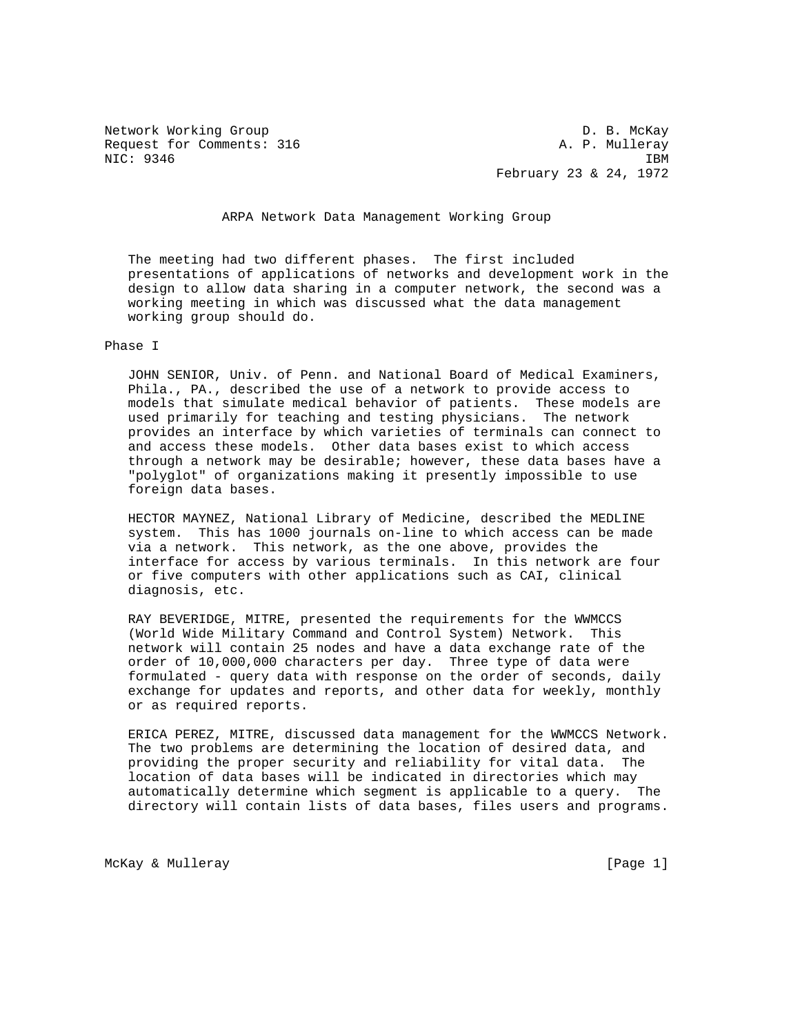Network Working Group D. B. McKay
Request for Comments: 316 A. P. Mulleray
NIC: 9346 IBM
February 23 & 24, 1972

# ARPA Network Data Management Working Group

The meeting had two different phases. The first included presentations of applications of networks and development work in the design to allow data sharing in a computer network, the second was a working meeting in which was discussed what the data management working group should do.

## Phase I

JOHN SENIOR, Univ. of Penn. and National Board of Medical Examiners, Phila., PA., described the use of a network to provide access to models that simulate medical behavior of patients. These models are used primarily for teaching and testing physicians. The network provides an interface by which varieties of terminals can connect to and access these models. Other data bases exist to which access through a network may be desirable; however, these data bases have a "polyglot" of organizations making it presently impossible to use foreign data bases.

HECTOR MAYNEZ, National Library of Medicine, described the MEDLINE system. This has 1000 journals on-line to which access can be made via a network. This network, as the one above, provides the interface for access by various terminals. In this network are four or five computers with other applications such as CAI, clinical diagnosis, etc.

RAY BEVERIDGE, MITRE, presented the requirements for the WWMCCS (World Wide Military Command and Control System) Network. This network will contain 25 nodes and have a data exchange rate of the order of 10,000,000 characters per day. Three type of data were formulated - query data with response on the order of seconds, daily exchange for updates and reports, and other data for weekly, monthly or as required reports.

ERICA PEREZ, MITRE, discussed data management for the WWMCCS Network. The two problems are determining the location of desired data, and providing the proper security and reliability for vital data. The location of data bases will be indicated in directories which may automatically determine which segment is applicable to a query. The directory will contain lists of data bases, files users and programs.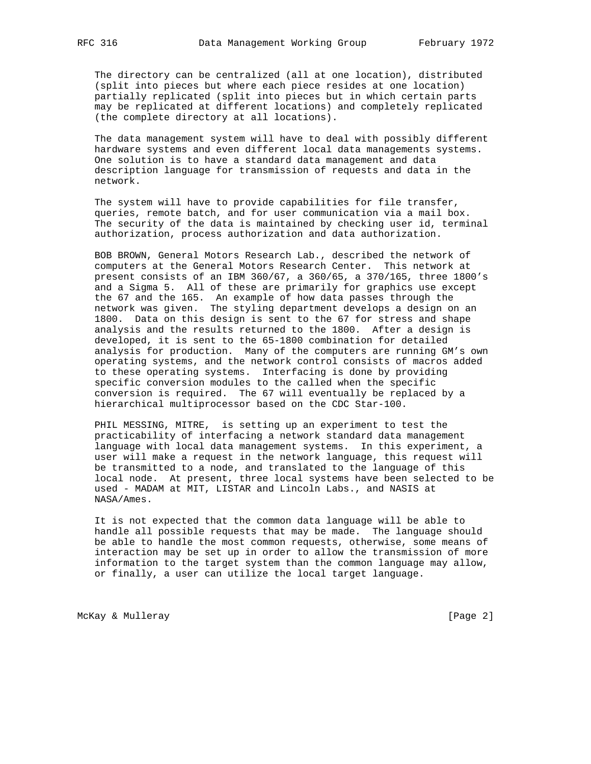The directory can be centralized (all at one location), distributed (split into pieces but where each piece resides at one location) partially replicated (split into pieces but in which certain parts may be replicated at different locations) and completely replicated (the complete directory at all locations).

The data management system will have to deal with possibly different hardware systems and even different local data managements systems. One solution is to have a standard data management and data description language for transmission of requests and data in the network.

The system will have to provide capabilities for file transfer, queries, remote batch, and for user communication via a mail box. The security of the data is maintained by checking user id, terminal authorization, process authorization and data authorization.

BOB BROWN, General Motors Research Lab., described the network of computers at the General Motors Research Center. This network at present consists of an IBM 360/67, a 360/65, a 370/165, three 1800's and a Sigma 5. All of these are primarily for graphics use except the 67 and the 165. An example of how data passes through the network was given. The styling department develops a design on an 1800. Data on this design is sent to the 67 for stress and shape analysis and the results returned to the 1800. After a design is developed, it is sent to the 65-1800 combination for detailed analysis for production. Many of the computers are running GM's own operating systems, and the network control consists of macros added to these operating systems. Interfacing is done by providing specific conversion modules to the called when the specific conversion is required. The 67 will eventually be replaced by a hierarchical multiprocessor based on the CDC Star-100.

PHIL MESSING, MITRE, is setting up an experiment to test the practicability of interfacing a network standard data management language with local data management systems. In this experiment, a user will make a request in the network language, this request will be transmitted to a node, and translated to the language of this local node. At present, three local systems have been selected to be used - MADAM at MIT, LISTAR and Lincoln Labs., and NASIS at NASA/Ames.

It is not expected that the common data language will be able to handle all possible requests that may be made. The language should be able to handle the most common requests, otherwise, some means of interaction may be set up in order to allow the transmission of more information to the target system than the common language may allow, or finally, a user can utilize the local target language.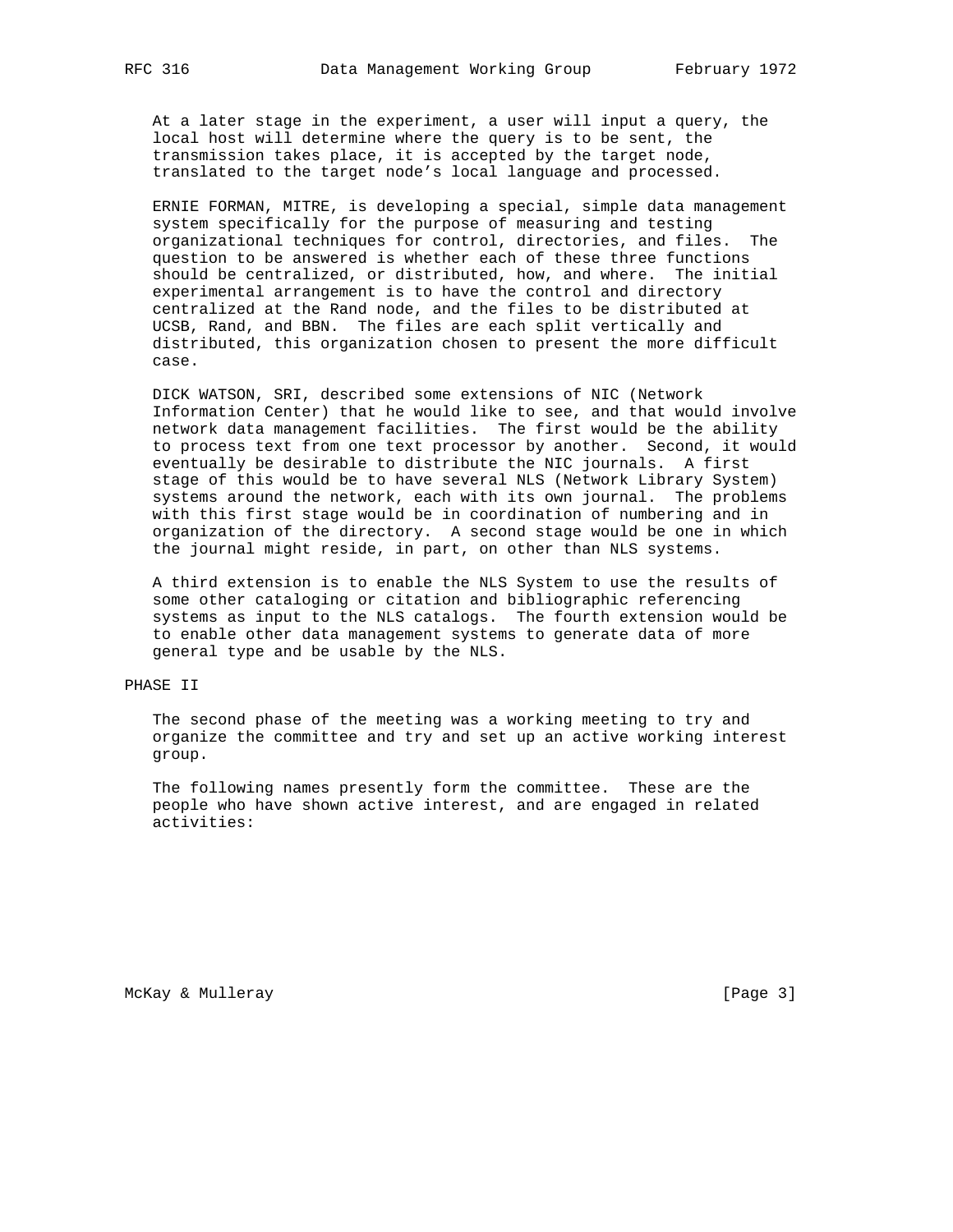At a later stage in the experiment, a user will input a query, the local host will determine where the query is to be sent, the transmission takes place, it is accepted by the target node, translated to the target node's local language and processed.

ERNIE FORMAN, MITRE, is developing a special, simple data management system specifically for the purpose of measuring and testing organizational techniques for control, directories, and files. The question to be answered is whether each of these three functions should be centralized, or distributed, how, and where. The initial experimental arrangement is to have the control and directory centralized at the Rand node, and the files to be distributed at UCSB, Rand, and BBN. The files are each split vertically and distributed, this organization chosen to present the more difficult case.

DICK WATSON, SRI, described some extensions of NIC (Network Information Center) that he would like to see, and that would involve network data management facilities. The first would be the ability to process text from one text processor by another. Second, it would eventually be desirable to distribute the NIC journals. A first stage of this would be to have several NLS (Network Library System) systems around the network, each with its own journal. The problems with this first stage would be in coordination of numbering and in organization of the directory. A second stage would be one in which the journal might reside, in part, on other than NLS systems.

A third extension is to enable the NLS System to use the results of some other cataloging or citation and bibliographic referencing systems as input to the NLS catalogs. The fourth extension would be to enable other data management systems to generate data of more general type and be usable by the NLS.

## PHASE II

The second phase of the meeting was a working meeting to try and organize the committee and try and set up an active working interest group.

The following names presently form the committee. These are the people who have shown active interest, and are engaged in related activities: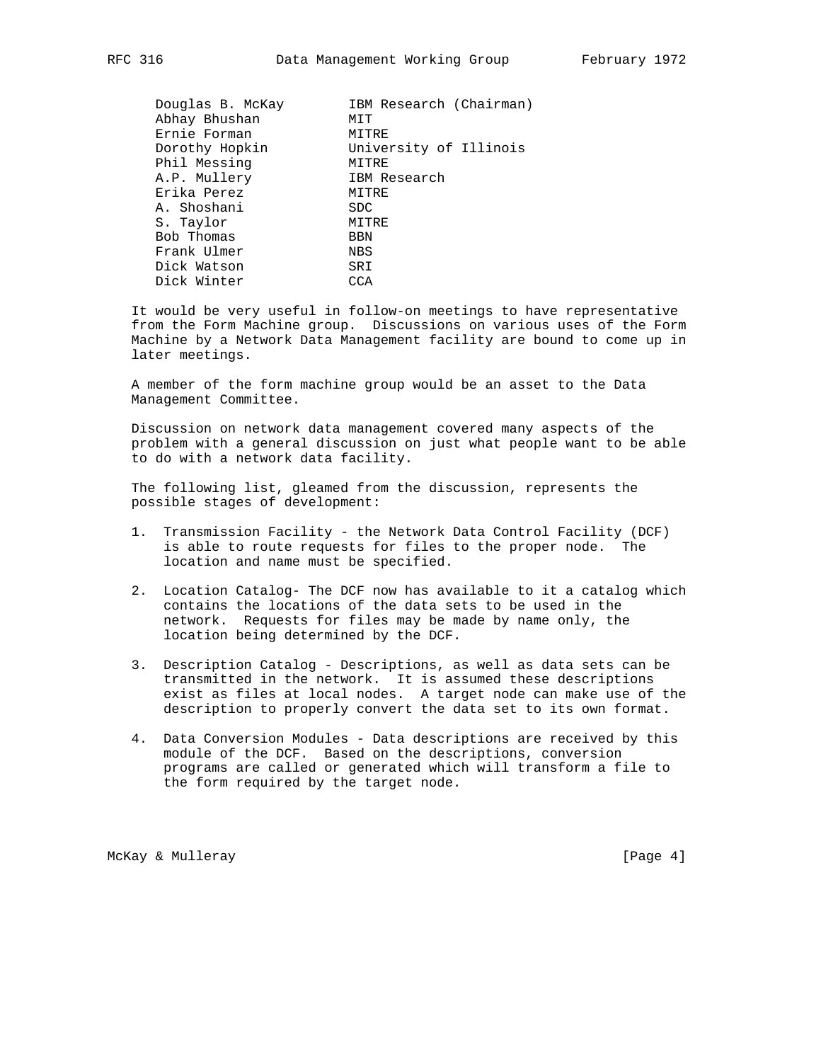| | |
|---|---|
| Douglas B. McKay | IBM Research (Chairman) |
| Abhay Bhushan | MIT |
| Ernie Forman | MITRE |
| Dorothy Hopkin | University of Illinois |
| Phil Messing | MITRE |
| A.P. Mullery | IBM Research |
| Erika Perez | MITRE |
| A. Shoshani | SDC |
| S. Taylor | MITRE |
| Bob Thomas | BBN |
| Frank Ulmer | NBS |
| Dick Watson | SRI |
| Dick Winter | CCA |

It would be very useful in follow-on meetings to have representative from the Form Machine group. Discussions on various uses of the Form Machine by a Network Data Management facility are bound to come up in later meetings.

A member of the form machine group would be an asset to the Data Management Committee.

Discussion on network data management covered many aspects of the problem with a general discussion on just what people want to be able to do with a network data facility.

The following list, gleamed from the discussion, represents the possible stages of development:

1. Transmission Facility - the Network Data Control Facility (DCF) is able to route requests for files to the proper node. The location and name must be specified.

2. Location Catalog- The DCF now has available to it a catalog which contains the locations of the data sets to be used in the network. Requests for files may be made by name only, the location being determined by the DCF.

3. Description Catalog - Descriptions, as well as data sets can be transmitted in the network. It is assumed these descriptions exist as files at local nodes. A target node can make use of the description to properly convert the data set to its own format.

4. Data Conversion Modules - Data descriptions are received by this module of the DCF. Based on the descriptions, conversion programs are called or generated which will transform a file to the form required by the target node.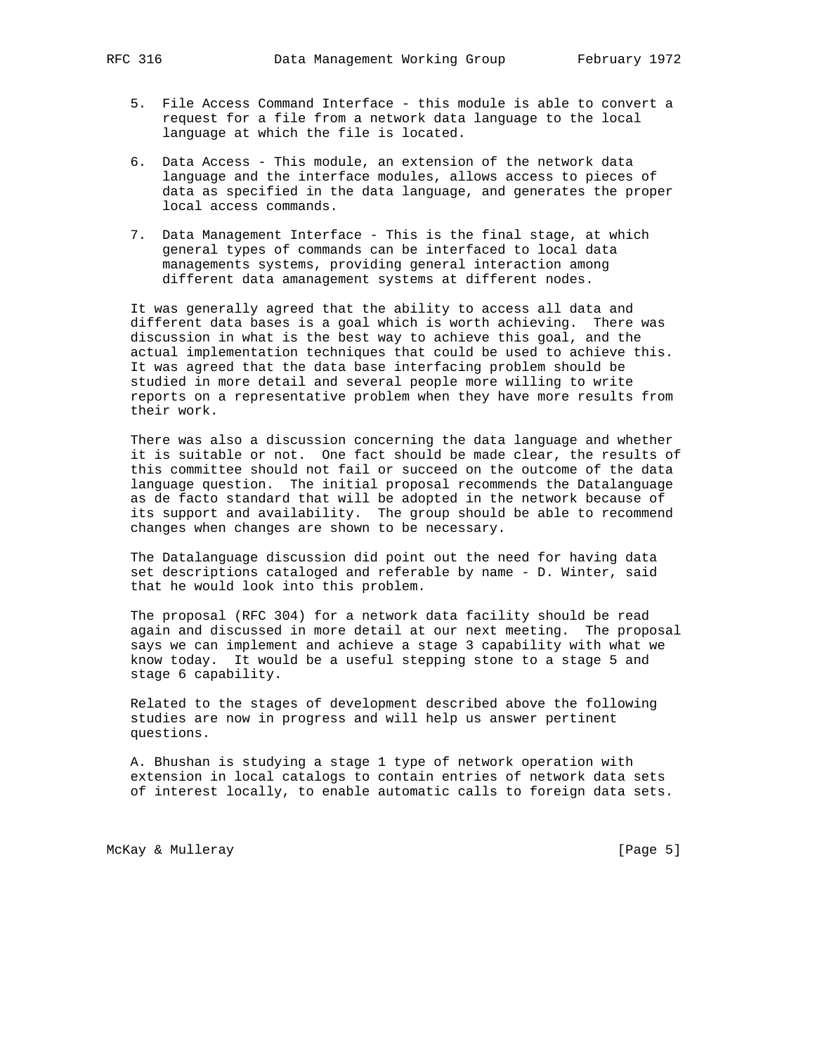5. File Access Command Interface - this module is able to convert a request for a file from a network data language to the local language at which the file is located.

6. Data Access - This module, an extension of the network data language and the interface modules, allows access to pieces of data as specified in the data language, and generates the proper local access commands.

7. Data Management Interface - This is the final stage, at which general types of commands can be interfaced to local data managements systems, providing general interaction among different data amanagement systems at different nodes.

It was generally agreed that the ability to access all data and different data bases is a goal which is worth achieving. There was discussion in what is the best way to achieve this goal, and the actual implementation techniques that could be used to achieve this. It was agreed that the data base interfacing problem should be studied in more detail and several people more willing to write reports on a representative problem when they have more results from their work.

There was also a discussion concerning the data language and whether it is suitable or not. One fact should be made clear, the results of this committee should not fail or succeed on the outcome of the data language question. The initial proposal recommends the Datalanguage as de facto standard that will be adopted in the network because of its support and availability. The group should be able to recommend changes when changes are shown to be necessary.

The Datalanguage discussion did point out the need for having data set descriptions cataloged and referable by name - D. Winter, said that he would look into this problem.

The proposal (RFC 304) for a network data facility should be read again and discussed in more detail at our next meeting. The proposal says we can implement and achieve a stage 3 capability with what we know today. It would be a useful stepping stone to a stage 5 and stage 6 capability.

Related to the stages of development described above the following studies are now in progress and will help us answer pertinent questions.

A. Bhushan is studying a stage 1 type of network operation with extension in local catalogs to contain entries of network data sets of interest locally, to enable automatic calls to foreign data sets.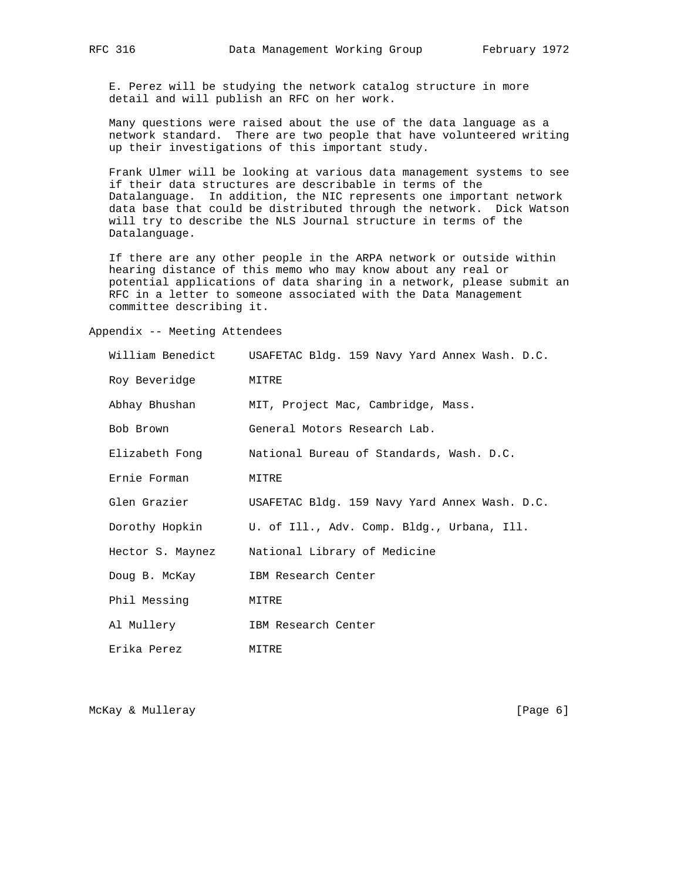E. Perez will be studying the network catalog structure in more detail and will publish an RFC on her work.

Many questions were raised about the use of the data language as a network standard. There are two people that have volunteered writing up their investigations of this important study.

Frank Ulmer will be looking at various data management systems to see if their data structures are describable in terms of the Datalanguage. In addition, the NIC represents one important network data base that could be distributed through the network. Dick Watson will try to describe the NLS Journal structure in terms of the Datalanguage.

If there are any other people in the ARPA network or outside within hearing distance of this memo who may know about any real or potential applications of data sharing in a network, please submit an RFC in a letter to someone associated with the Data Management committee describing it.

## Appendix -- Meeting Attendees

| Name | Affiliation |
|---|---|
| William Benedict | USAFETAC Bldg. 159 Navy Yard Annex Wash. D.C. |
| Roy Beveridge | MITRE |
| Abhay Bhushan | MIT, Project Mac, Cambridge, Mass. |
| Bob Brown | General Motors Research Lab. |
| Elizabeth Fong | National Bureau of Standards, Wash. D.C. |
| Ernie Forman | MITRE |
| Glen Grazier | USAFETAC Bldg. 159 Navy Yard Annex Wash. D.C. |
| Dorothy Hopkin | U. of Ill., Adv. Comp. Bldg., Urbana, Ill. |
| Hector S. Maynez | National Library of Medicine |
| Doug B. McKay | IBM Research Center |
| Phil Messing | MITRE |
| Al Mullery | IBM Research Center |
| Erika Perez | MITRE |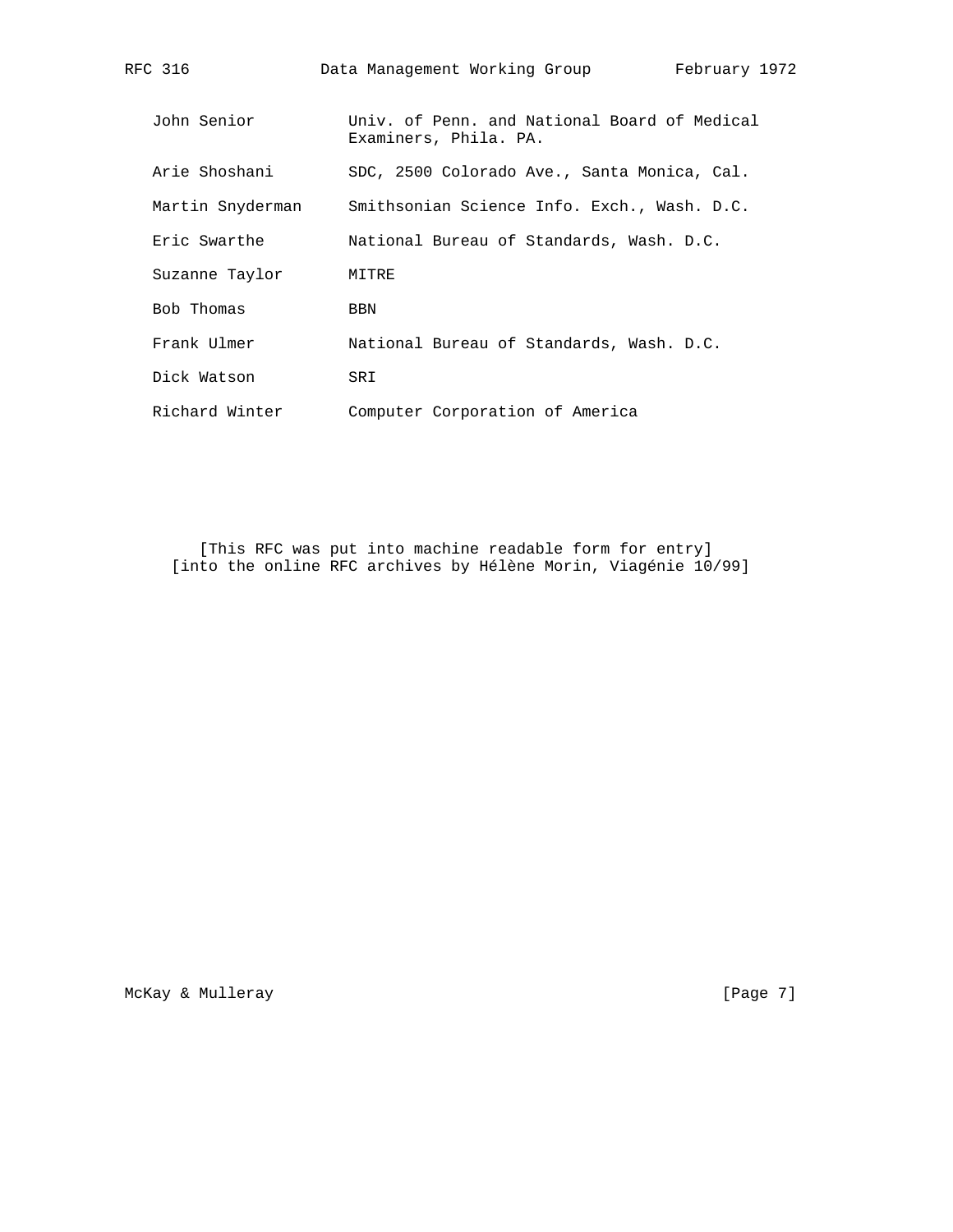| | |
|---|---|
| John Senior | Univ. of Penn. and National Board of Medical Examiners, Phila. PA. |
| Arie Shoshani | SDC, 2500 Colorado Ave., Santa Monica, Cal. |
| Martin Snyderman | Smithsonian Science Info. Exch., Wash. D.C. |
| Eric Swarthe | National Bureau of Standards, Wash. D.C. |
| Suzanne Taylor | MITRE |
| Bob Thomas | BBN |
| Frank Ulmer | National Bureau of Standards, Wash. D.C. |
| Dick Watson | SRI |
| Richard Winter | Computer Corporation of America |

[This RFC was put into machine readable form for entry]
[into the online RFC archives by Hélène Morin, Viagénie 10/99]